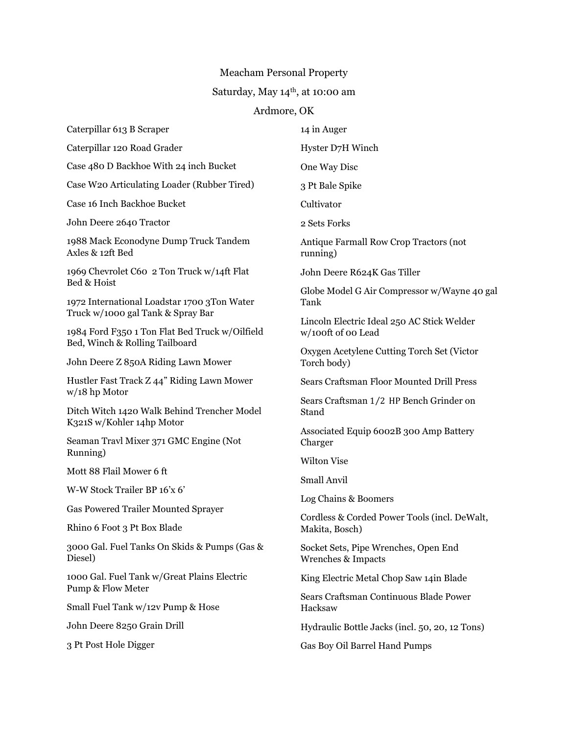Meacham Personal Property

Saturday, May 14th, at 10:00 am

Ardmore, OK

Caterpillar 613 B Scraper

Caterpillar 120 Road Grader

Case 480 D Backhoe With 24 inch Bucket

Case W20 Articulating Loader (Rubber Tired)

Case 16 Inch Backhoe Bucket

John Deere 2640 Tractor

1988 Mack Econodyne Dump Truck Tandem Axles & 12ft Bed

1969 Chevrolet C60 2 Ton Truck w/14ft Flat Bed & Hoist

1972 International Loadstar 1700 3Ton Water Truck w/1000 gal Tank & Spray Bar

1984 Ford F350 1 Ton Flat Bed Truck w/Oilfield Bed, Winch & Rolling Tailboard

John Deere Z 850A Riding Lawn Mower

Hustler Fast Track Z 44" Riding Lawn Mower w/18 hp Motor

Ditch Witch 1420 Walk Behind Trencher Model K321S w/Kohler 14hp Motor

Seaman Travl Mixer 371 GMC Engine (Not Running)

Mott 88 Flail Mower 6 ft

W-W Stock Trailer BP 16'x 6'

Gas Powered Trailer Mounted Sprayer

Rhino 6 Foot 3 Pt Box Blade

3000 Gal. Fuel Tanks On Skids & Pumps (Gas & Diesel)

1000 Gal. Fuel Tank w/Great Plains Electric Pump & Flow Meter

Small Fuel Tank w/12v Pump & Hose

John Deere 8250 Grain Drill

3 Pt Post Hole Digger

14 in Auger

Hyster D7H Winch

One Way Disc

3 Pt Bale Spike

Cultivator

2 Sets Forks

Antique Farmall Row Crop Tractors (not running)

John Deere R624K Gas Tiller

Globe Model G Air Compressor w/Wayne 40 gal Tank

Lincoln Electric Ideal 250 AC Stick Welder w/100ft of 00 Lead

Oxygen Acetylene Cutting Torch Set (Victor Torch body)

Sears Craftsman Floor Mounted Drill Press

Sears Craftsman 1/2 HP Bench Grinder on Stand

Associated Equip 6002B 300 Amp Battery Charger

Wilton Vise

Small Anvil

Log Chains & Boomers

Cordless & Corded Power Tools (incl. DeWalt, Makita, Bosch)

Socket Sets, Pipe Wrenches, Open End Wrenches & Impacts

King Electric Metal Chop Saw 14in Blade

Sears Craftsman Continuous Blade Power Hacksaw

Hydraulic Bottle Jacks (incl. 50, 20, 12 Tons)

Gas Boy Oil Barrel Hand Pumps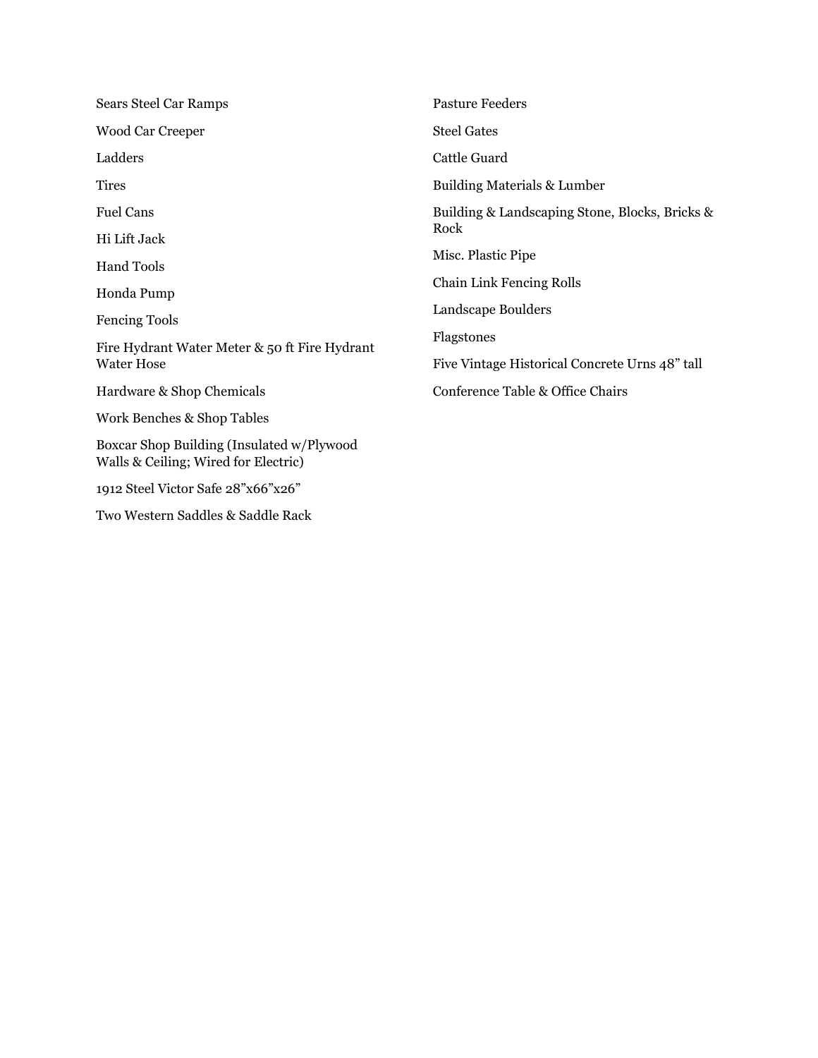Sears Steel Car Ramps

Wood Car Creeper

Ladders

Tires

Fuel Cans

Hi Lift Jack

Hand Tools

Honda Pump

Fencing Tools

Fire Hydrant Water Meter & 50 ft Fire Hydrant Water Hose

Hardware & Shop Chemicals

Work Benches & Shop Tables

Boxcar Shop Building (Insulated w/Plywood Walls & Ceiling; Wired for Electric)

1912 Steel Victor Safe 28"x66"x26"

Two Western Saddles & Saddle Rack

Pasture Feeders

Steel Gates

Cattle Guard

Building Materials & Lumber

Building & Landscaping Stone, Blocks, Bricks & Rock

Misc. Plastic Pipe

Chain Link Fencing Rolls

Landscape Boulders

Flagstones

Five Vintage Historical Concrete Urns 48" tall

Conference Table & Office Chairs